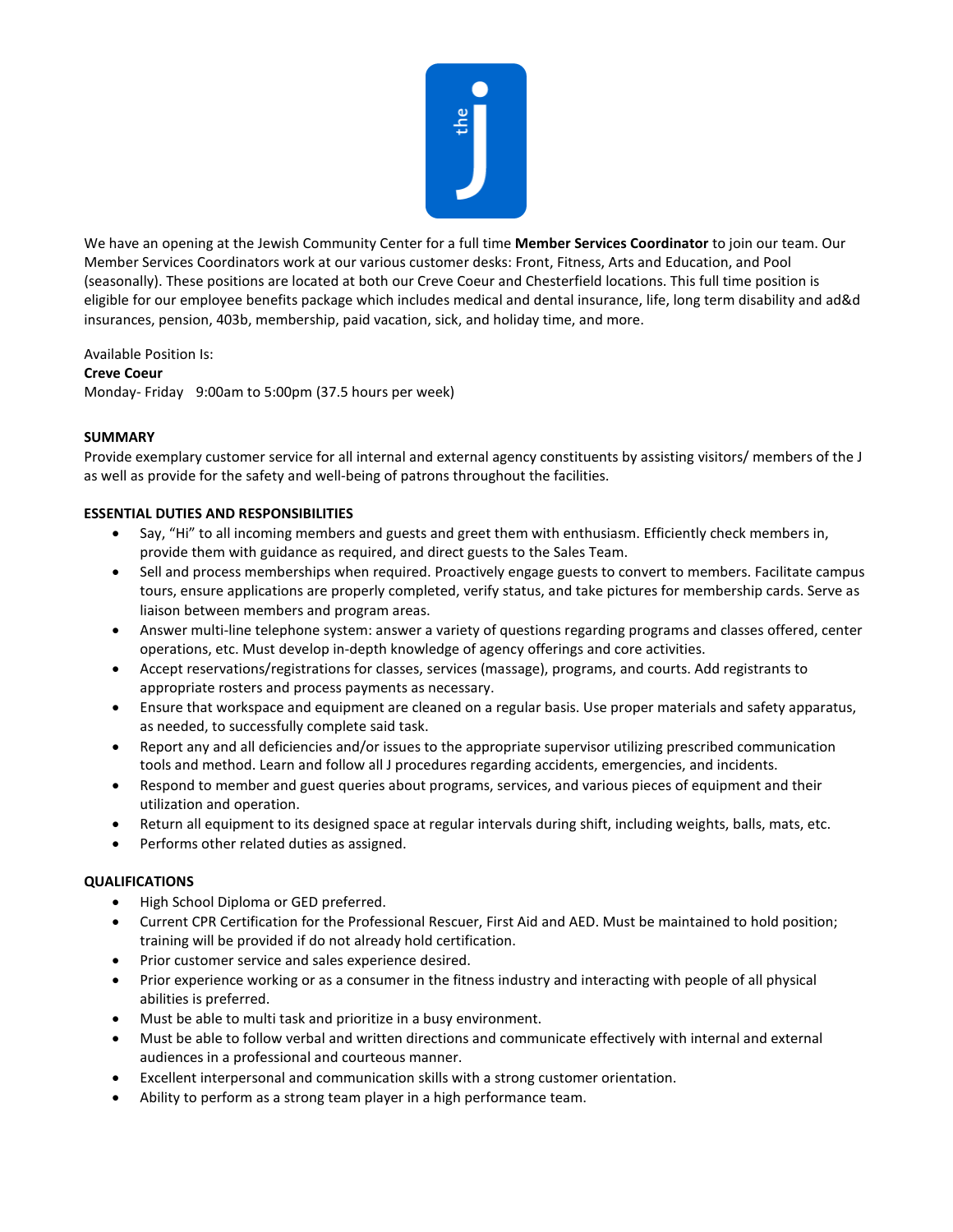We have an opening at the Jewish Community Center for a full time **Member Services Coordinator** to join our team. Our Member Services Coordinators work at our various customer desks: Front, Fitness, Arts and Education, and Pool (seasonally). These positions are located at both our Creve Coeur and Chesterfield locations. This full time position is eligible for our employee benefits package which includes medical and dental insurance, life, long term disability and ad&d insurances, pension, 403b, membership, paid vacation, sick, and holiday time, and more.

Available Position Is:
**Creve Coeur**
Monday- Friday 9:00am to 5:00pm (37.5 hours per week)

**SUMMARY**

Provide exemplary customer service for all internal and external agency constituents by assisting visitors/ members of the J as well as provide for the safety and well-being of patrons throughout the facilities.

**ESSENTIAL DUTIES AND RESPONSIBILITIES**

- Say, "Hi" to all incoming members and guests and greet them with enthusiasm. Efficiently check members in, provide them with guidance as required, and direct guests to the Sales Team.
- Sell and process memberships when required. Proactively engage guests to convert to members. Facilitate campus tours, ensure applications are properly completed, verify status, and take pictures for membership cards. Serve as liaison between members and program areas.
- Answer multi-line telephone system: answer a variety of questions regarding programs and classes offered, center operations, etc. Must develop in-depth knowledge of agency offerings and core activities.
- Accept reservations/registrations for classes, services (massage), programs, and courts. Add registrants to appropriate rosters and process payments as necessary.
- Ensure that workspace and equipment are cleaned on a regular basis. Use proper materials and safety apparatus, as needed, to successfully complete said task.
- Report any and all deficiencies and/or issues to the appropriate supervisor utilizing prescribed communication tools and method. Learn and follow all J procedures regarding accidents, emergencies, and incidents.
- Respond to member and guest queries about programs, services, and various pieces of equipment and their utilization and operation.
- Return all equipment to its designed space at regular intervals during shift, including weights, balls, mats, etc.
- Performs other related duties as assigned.

**QUALIFICATIONS**

- High School Diploma or GED preferred.
- Current CPR Certification for the Professional Rescuer, First Aid and AED. Must be maintained to hold position; training will be provided if do not already hold certification.
- Prior customer service and sales experience desired.
- Prior experience working or as a consumer in the fitness industry and interacting with people of all physical abilities is preferred.
- Must be able to multi task and prioritize in a busy environment.
- Must be able to follow verbal and written directions and communicate effectively with internal and external audiences in a professional and courteous manner.
- Excellent interpersonal and communication skills with a strong customer orientation.
- Ability to perform as a strong team player in a high performance team.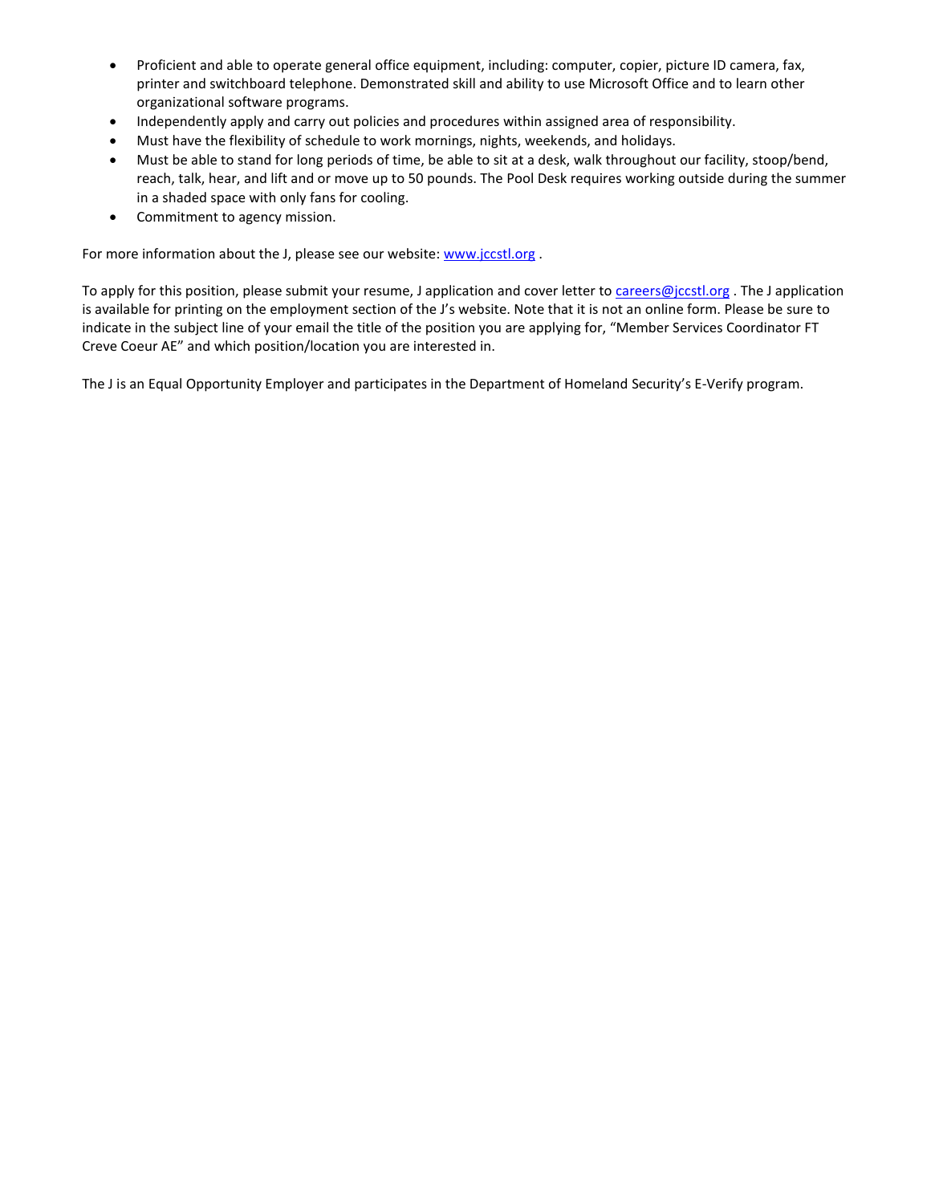- Proficient and able to operate general office equipment, including: computer, copier, picture ID camera, fax, printer and switchboard telephone. Demonstrated skill and ability to use Microsoft Office and to learn other organizational software programs.
- Independently apply and carry out policies and procedures within assigned area of responsibility.
- Must have the flexibility of schedule to work mornings, nights, weekends, and holidays.
- Must be able to stand for long periods of time, be able to sit at a desk, walk throughout our facility, stoop/bend, reach, talk, hear, and lift and or move up to 50 pounds. The Pool Desk requires working outside during the summer in a shaded space with only fans for cooling.
- Commitment to agency mission.

For more information about the J, please see our website: www.jccstl.org .

To apply for this position, please submit your resume, J application and cover letter to careers@jccstl.org . The J application is available for printing on the employment section of the J's website. Note that it is not an online form. Please be sure to indicate in the subject line of your email the title of the position you are applying for, "Member Services Coordinator FT Creve Coeur AE" and which position/location you are interested in.

The J is an Equal Opportunity Employer and participates in the Department of Homeland Security's E-Verify program.